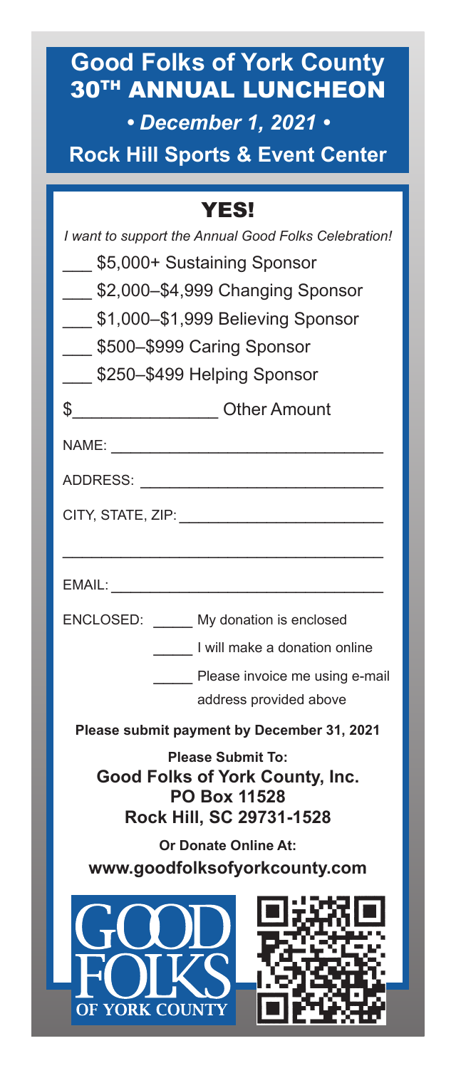# Good Folks of York County 30TH ANNUAL LUNCHEON

***• December 1, 2021 •***

**Rock Hill Sports & Event Center**

## YES!

*I want to support the Annual Good Folks Celebration!*

___ $5,000+ Sustaining Sponsor

___ $2,000–$4,999 Changing Sponsor

___ $1,000–$1,999 Believing Sponsor

___ $500–$999 Caring Sponsor

___ $250–$499 Helping Sponsor

$_______________ Other Amount

NAME: ______________________________

ADDRESS: ___________________________

CITY, STATE, ZIP: _____________________

____________________________________

EMAIL: ______________________________

ENCLOSED: _____ My donation is enclosed

_____ I will make a donation online

_____ Please invoice me using e-mail address provided above

**Please submit payment by December 31, 2021**

**Please Submit To:**
**Good Folks of York County, Inc.**
**PO Box 11528**
**Rock Hill, SC 29731-1528**

**Or Donate Online At:**
**www.goodfolksofyorkcounty.com**

GOOD FOLKS OF YORK COUNTY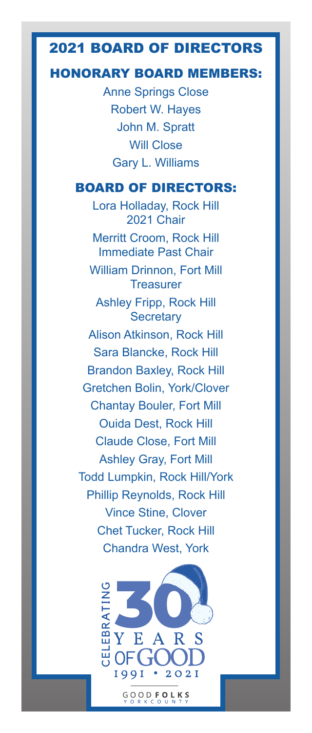# 2021 BOARD OF DIRECTORS

## HONORARY BOARD MEMBERS:

Anne Springs Close
Robert W. Hayes
John M. Spratt
Will Close
Gary L. Williams

## BOARD OF DIRECTORS:

Lora Holladay, Rock Hill
2021 Chair

Merritt Croom, Rock Hill
Immediate Past Chair

William Drinnon, Fort Mill
Treasurer

Ashley Fripp, Rock Hill
Secretary

Alison Atkinson, Rock Hill
Sara Blancke, Rock Hill
Brandon Baxley, Rock Hill
Gretchen Bolin, York/Clover
Chantay Bouler, Fort Mill
Ouida Dest, Rock Hill
Claude Close, Fort Mill
Ashley Gray, Fort Mill
Todd Lumpkin, Rock Hill/York
Phillip Reynolds, Rock Hill
Vince Stine, Clover
Chet Tucker, Rock Hill
Chandra West, York

CELEBRATING 30 YEARS OF GOOD
1991 • 2021

GOOD FOLKS
YORK COUNTY